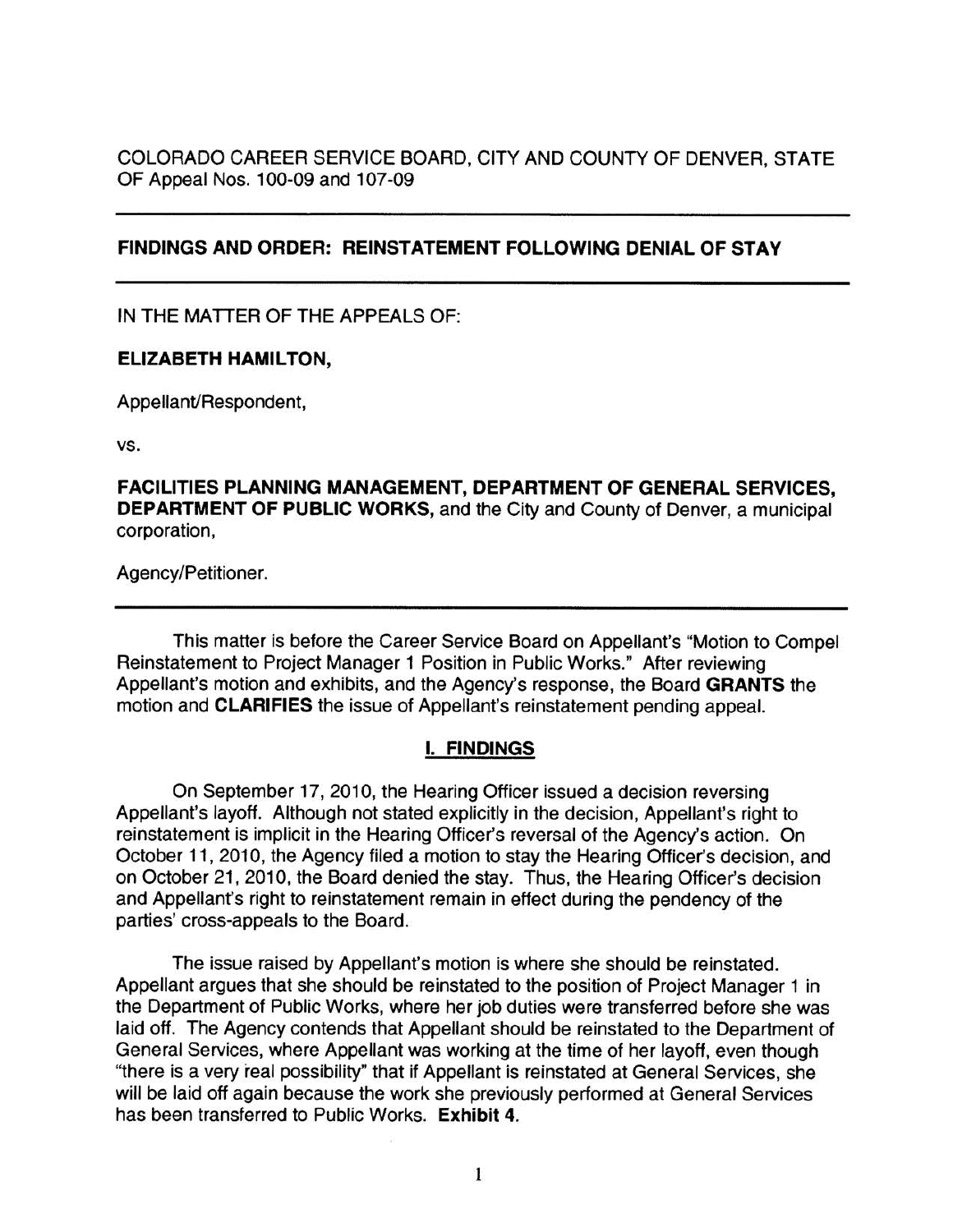COLORADO CAREER SERVICE BOARD, CITY AND COUNTY OF DENVER, STATE OF Appeal Nos. 100-09 and 107-09

---

**FINDINGS AND ORDER: REINSTATEMENT FOLLOWING DENIAL OF STAY**

---

IN THE MATTER OF THE APPEALS OF:

**ELIZABETH HAMILTON,**

Appellant/Respondent,

vs.

**FACILITIES PLANNING MANAGEMENT, DEPARTMENT OF GENERAL SERVICES, DEPARTMENT OF PUBLIC WORKS,** and the City and County of Denver, a municipal corporation,

Agency/Petitioner.

---

This matter is before the Career Service Board on Appellant's "Motion to Compel Reinstatement to Project Manager 1 Position in Public Works." After reviewing Appellant's motion and exhibits, and the Agency's response, the Board **GRANTS** the motion and **CLARIFIES** the issue of Appellant's reinstatement pending appeal.

## I. FINDINGS

On September 17, 2010, the Hearing Officer issued a decision reversing Appellant's layoff. Although not stated explicitly in the decision, Appellant's right to reinstatement is implicit in the Hearing Officer's reversal of the Agency's action. On October 11, 2010, the Agency filed a motion to stay the Hearing Officer's decision, and on October 21, 2010, the Board denied the stay. Thus, the Hearing Officer's decision and Appellant's right to reinstatement remain in effect during the pendency of the parties' cross-appeals to the Board.

The issue raised by Appellant's motion is where she should be reinstated. Appellant argues that she should be reinstated to the position of Project Manager 1 in the Department of Public Works, where her job duties were transferred before she was laid off. The Agency contends that Appellant should be reinstated to the Department of General Services, where Appellant was working at the time of her layoff, even though "there is a very real possibility" that if Appellant is reinstated at General Services, she will be laid off again because the work she previously performed at General Services has been transferred to Public Works. **Exhibit 4.**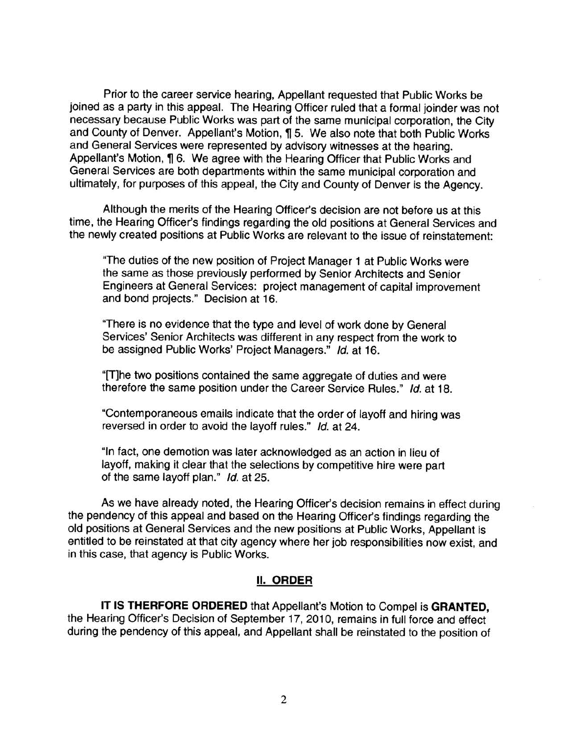Prior to the career service hearing, Appellant requested that Public Works be joined as a party in this appeal. The Hearing Officer ruled that a formal joinder was not necessary because Public Works was part of the same municipal corporation, the City and County of Denver. Appellant's Motion, ¶ 5. We also note that both Public Works and General Services were represented by advisory witnesses at the hearing. Appellant's Motion, ¶ 6. We agree with the Hearing Officer that Public Works and General Services are both departments within the same municipal corporation and ultimately, for purposes of this appeal, the City and County of Denver is the Agency.

Although the merits of the Hearing Officer's decision are not before us at this time, the Hearing Officer's findings regarding the old positions at General Services and the newly created positions at Public Works are relevant to the issue of reinstatement:

> "The duties of the new position of Project Manager 1 at Public Works were the same as those previously performed by Senior Architects and Senior Engineers at General Services: project management of capital improvement and bond projects." Decision at 16.
>
> "There is no evidence that the type and level of work done by General Services' Senior Architects was different in any respect from the work to be assigned Public Works' Project Managers." *Id.* at 16.
>
> "[T]he two positions contained the same aggregate of duties and were therefore the same position under the Career Service Rules." *Id.* at 18.
>
> "Contemporaneous emails indicate that the order of layoff and hiring was reversed in order to avoid the layoff rules." *Id.* at 24.
>
> "In fact, one demotion was later acknowledged as an action in lieu of layoff, making it clear that the selections by competitive hire were part of the same layoff plan." *Id.* at 25.

As we have already noted, the Hearing Officer's decision remains in effect during the pendency of this appeal and based on the Hearing Officer's findings regarding the old positions at General Services and the new positions at Public Works, Appellant is entitled to be reinstated at that city agency where her job responsibilities now exist, and in this case, that agency is Public Works.

## II. ORDER

**IT IS THERFORE ORDERED** that Appellant's Motion to Compel is **GRANTED,** the Hearing Officer's Decision of September 17, 2010, remains in full force and effect during the pendency of this appeal, and Appellant shall be reinstated to the position of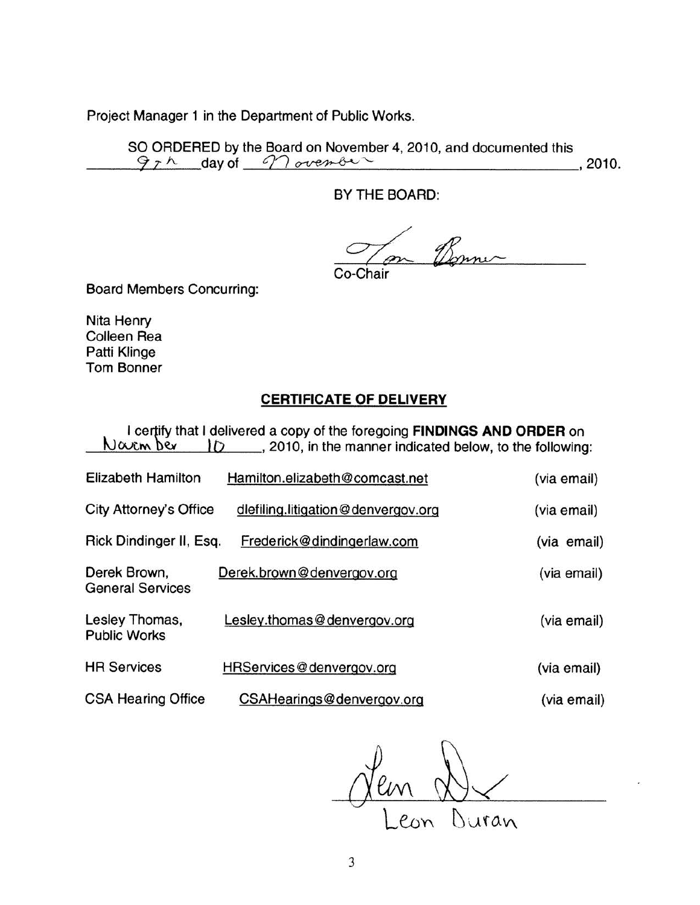Project Manager 1 in the Department of Public Works.

SO ORDERED by the Board on November 4, 2010, and documented this 9th day of November, 2010.

BY THE BOARD:

Tom Bonner

Co-Chair

Board Members Concurring:

Nita Henry
Colleen Rea
Patti Klinge
Tom Bonner

## CERTIFICATE OF DELIVERY

I certify that I delivered a copy of the foregoing **FINDINGS AND ORDER** on November 10, 2010, in the manner indicated below, to the following:

| | | |
|---|---|---|
| Elizabeth Hamilton | Hamilton.elizabeth@comcast.net | (via email) |
| City Attorney's Office | dlefiling.litigation@denvergov.org | (via email) |
| Rick Dindinger II, Esq. | Frederick@dindingerlaw.com | (via email) |
| Derek Brown, General Services | Derek.brown@denvergov.org | (via email) |
| Lesley Thomas, Public Works | Lesley.thomas@denvergov.org | (via email) |
| HR Services | HRServices@denvergov.org | (via email) |
| CSA Hearing Office | CSAHearings@denvergov.org | (via email) |

Leon Duran